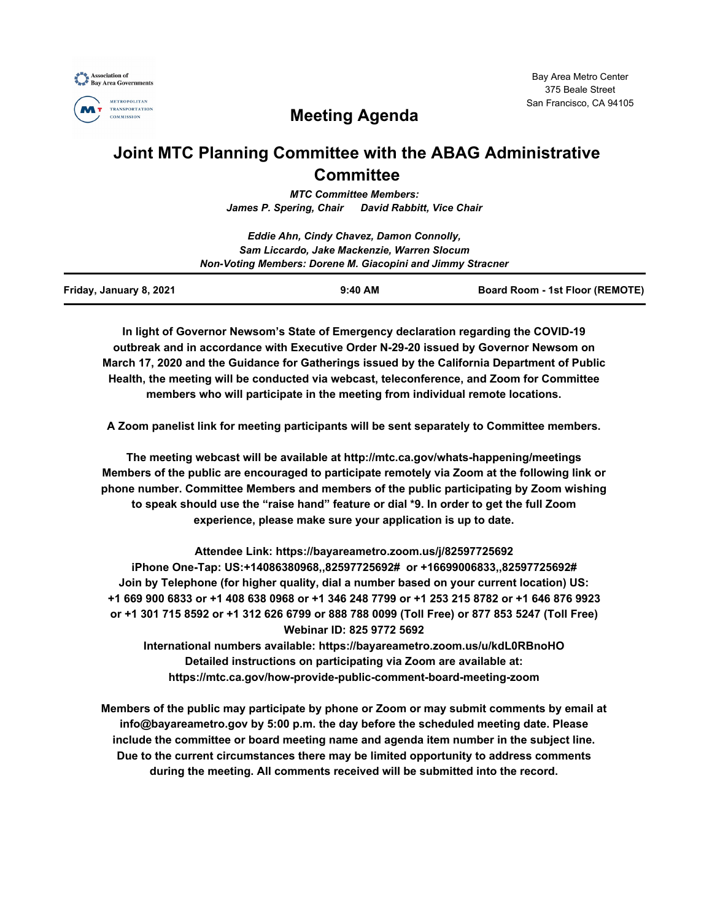Association of Bay Area Governments

METROPOLITAN TRANSPORTATION COMMISSION

Bay Area Metro Center
375 Beale Street
San Francisco, CA 94105

# Meeting Agenda

# Joint MTC Planning Committee with the ABAG Administrative Committee

***MTC Committee Members:***
***James P. Spering, Chair      David Rabbitt, Vice Chair***

***Eddie Ahn, Cindy Chavez, Damon Connolly,***
***Sam Liccardo, Jake Mackenzie, Warren Slocum***
***Non-Voting Members: Dorene M. Giacopini and Jimmy Stracner***

| **Friday, January 8, 2021** | **9:40 AM** | **Board Room - 1st Floor (REMOTE)** |
|---|---|---|

**In light of Governor Newsom's State of Emergency declaration regarding the COVID-19 outbreak and in accordance with Executive Order N-29-20 issued by Governor Newsom on March 17, 2020 and the Guidance for Gatherings issued by the California Department of Public Health, the meeting will be conducted via webcast, teleconference, and Zoom for Committee members who will participate in the meeting from individual remote locations.**

**A Zoom panelist link for meeting participants will be sent separately to Committee members.**

**The meeting webcast will be available at http://mtc.ca.gov/whats-happening/meetings Members of the public are encouraged to participate remotely via Zoom at the following link or phone number. Committee Members and members of the public participating by Zoom wishing to speak should use the "raise hand" feature or dial *9. In order to get the full Zoom experience, please make sure your application is up to date.**

**Attendee Link: https://bayareametro.zoom.us/j/82597725692**
**iPhone One-Tap: US:+14086380968,,82597725692# or +16699006833,,82597725692#**
**Join by Telephone (for higher quality, dial a number based on your current location) US: +1 669 900 6833 or +1 408 638 0968 or +1 346 248 7799 or +1 253 215 8782 or +1 646 876 9923 or +1 301 715 8592 or +1 312 626 6799 or 888 788 0099 (Toll Free) or 877 853 5247 (Toll Free)**
**Webinar ID: 825 9772 5692**
**International numbers available: https://bayareametro.zoom.us/u/kdL0RBnoHO**
**Detailed instructions on participating via Zoom are available at: https://mtc.ca.gov/how-provide-public-comment-board-meeting-zoom**

**Members of the public may participate by phone or Zoom or may submit comments by email at info@bayareametro.gov by 5:00 p.m. the day before the scheduled meeting date. Please include the committee or board meeting name and agenda item number in the subject line. Due to the current circumstances there may be limited opportunity to address comments during the meeting. All comments received will be submitted into the record.**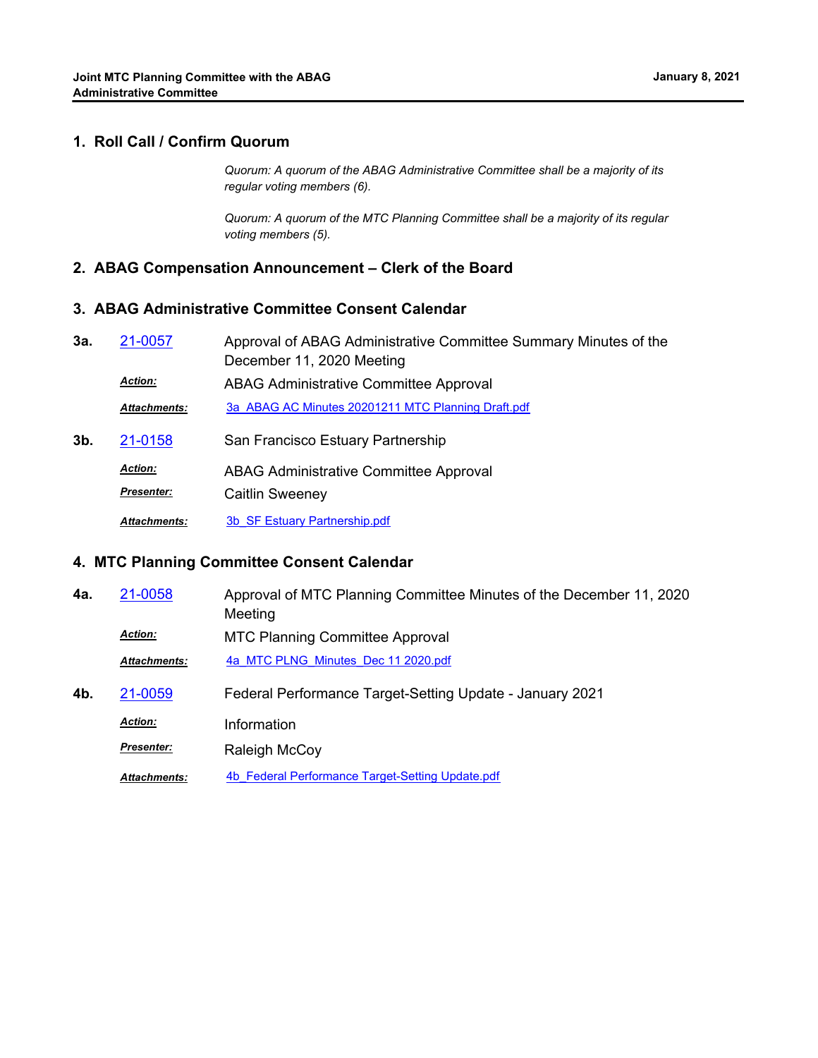## 1. Roll Call / Confirm Quorum

*Quorum: A quorum of the ABAG Administrative Committee shall be a majority of its regular voting members (6).*

*Quorum: A quorum of the MTC Planning Committee shall be a majority of its regular voting members (5).*

## 2. ABAG Compensation Announcement – Clerk of the Board

## 3. ABAG Administrative Committee Consent Calendar

**3a.** 21-0057 Approval of ABAG Administrative Committee Summary Minutes of the December 11, 2020 Meeting

***Action:*** ABAG Administrative Committee Approval

***Attachments:*** 3a_ABAG AC Minutes 20201211 MTC Planning Draft.pdf

**3b.** 21-0158 San Francisco Estuary Partnership

***Action:*** ABAG Administrative Committee Approval

***Presenter:*** Caitlin Sweeney

***Attachments:*** 3b_SF Estuary Partnership.pdf

## 4. MTC Planning Committee Consent Calendar

**4a.** 21-0058 Approval of MTC Planning Committee Minutes of the December 11, 2020 Meeting

***Action:*** MTC Planning Committee Approval

***Attachments:*** 4a_MTC PLNG_Minutes_Dec 11 2020.pdf

**4b.** 21-0059 Federal Performance Target-Setting Update - January 2021

***Action:*** Information

***Presenter:*** Raleigh McCoy

***Attachments:*** 4b_Federal Performance Target-Setting Update.pdf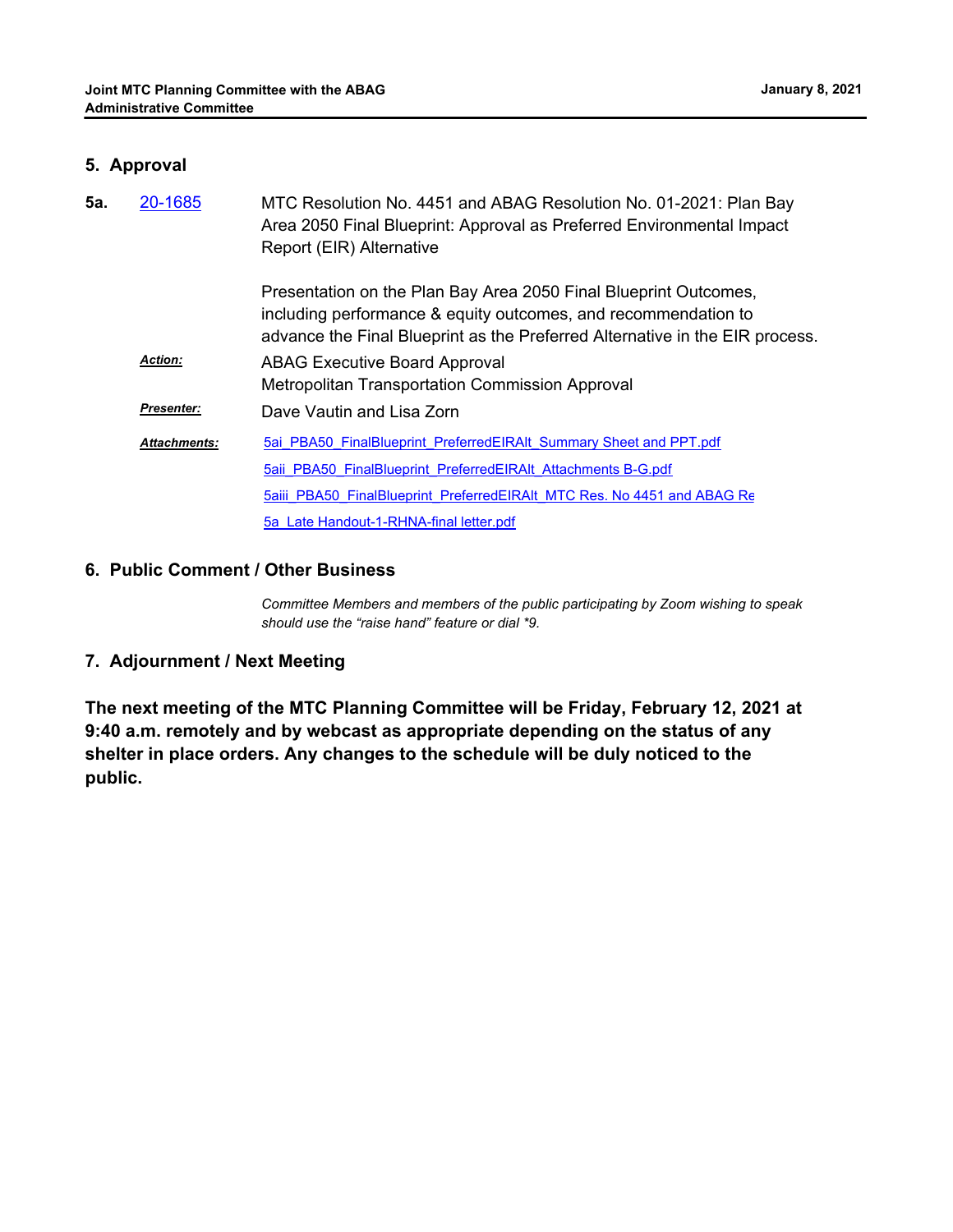## 5. Approval

**5a.** 20-1685 — MTC Resolution No. 4451 and ABAG Resolution No. 01-2021: Plan Bay Area 2050 Final Blueprint: Approval as Preferred Environmental Impact Report (EIR) Alternative

Presentation on the Plan Bay Area 2050 Final Blueprint Outcomes, including performance & equity outcomes, and recommendation to advance the Final Blueprint as the Preferred Alternative in the EIR process.

***Action:*** ABAG Executive Board Approval
Metropolitan Transportation Commission Approval

***Presenter:*** Dave Vautin and Lisa Zorn

***Attachments:***
- 5ai_PBA50_FinalBlueprint_PreferredEIRAlt_Summary Sheet and PPT.pdf
- 5aii_PBA50_FinalBlueprint_PreferredEIRAlt_Attachments B-G.pdf
- 5aiii_PBA50_FinalBlueprint_PreferredEIRAlt_MTC Res. No 4451 and ABAG Re
- 5a_Late Handout-1-RHNA-final letter.pdf

## 6. Public Comment / Other Business

*Committee Members and members of the public participating by Zoom wishing to speak should use the "raise hand" feature or dial *9.*

## 7. Adjournment / Next Meeting

**The next meeting of the MTC Planning Committee will be Friday, February 12, 2021 at 9:40 a.m. remotely and by webcast as appropriate depending on the status of any shelter in place orders. Any changes to the schedule will be duly noticed to the public.**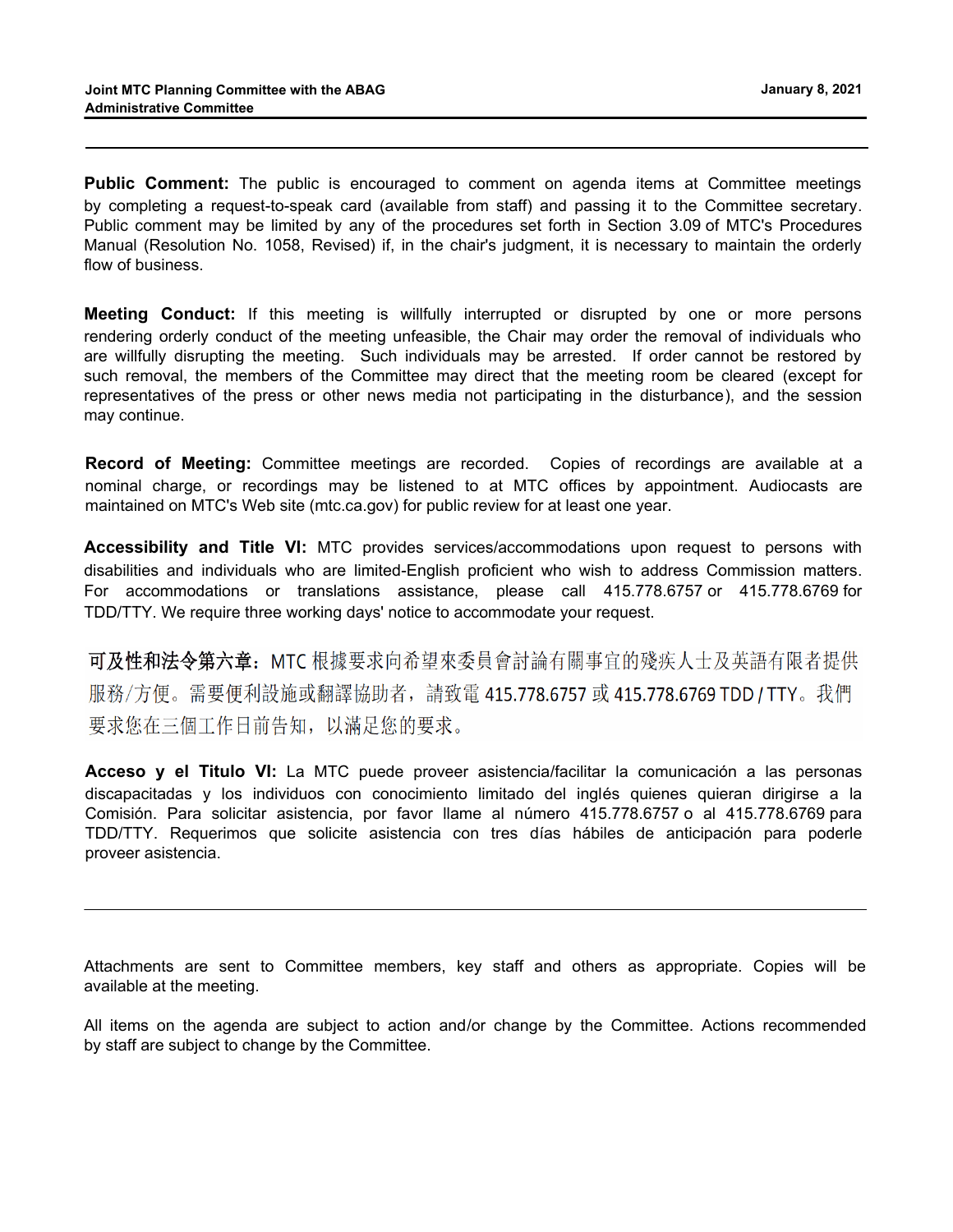**Public Comment:** The public is encouraged to comment on agenda items at Committee meetings by completing a request-to-speak card (available from staff) and passing it to the Committee secretary. Public comment may be limited by any of the procedures set forth in Section 3.09 of MTC's Procedures Manual (Resolution No. 1058, Revised) if, in the chair's judgment, it is necessary to maintain the orderly flow of business.

**Meeting Conduct:** If this meeting is willfully interrupted or disrupted by one or more persons rendering orderly conduct of the meeting unfeasible, the Chair may order the removal of individuals who are willfully disrupting the meeting. Such individuals may be arrested. If order cannot be restored by such removal, the members of the Committee may direct that the meeting room be cleared (except for representatives of the press or other news media not participating in the disturbance), and the session may continue.

**Record of Meeting:** Committee meetings are recorded. Copies of recordings are available at a nominal charge, or recordings may be listened to at MTC offices by appointment. Audiocasts are maintained on MTC's Web site (mtc.ca.gov) for public review for at least one year.

**Accessibility and Title VI:** MTC provides services/accommodations upon request to persons with disabilities and individuals who are limited-English proficient who wish to address Commission matters. For accommodations or translations assistance, please call 415.778.6757 or 415.778.6769 for TDD/TTY. We require three working days' notice to accommodate your request.

**可及性和法令第六章：**MTC 根據要求向希望來委員會討論有關事宜的殘疾人士及英語有限者提供服務/方便。需要便利設施或翻譯協助者，請致電 415.778.6757 或 415.778.6769 TDD / TTY。我們要求您在三個工作日前告知，以滿足您的要求。

**Acceso y el Titulo VI:** La MTC puede proveer asistencia/facilitar la comunicación a las personas discapacitadas y los individuos con conocimiento limitado del inglés quienes quieran dirigirse a la Comisión. Para solicitar asistencia, por favor llame al número 415.778.6757 o al 415.778.6769 para TDD/TTY. Requerimos que solicite asistencia con tres días hábiles de anticipación para poderle proveer asistencia.

---

Attachments are sent to Committee members, key staff and others as appropriate. Copies will be available at the meeting.

All items on the agenda are subject to action and/or change by the Committee. Actions recommended by staff are subject to change by the Committee.